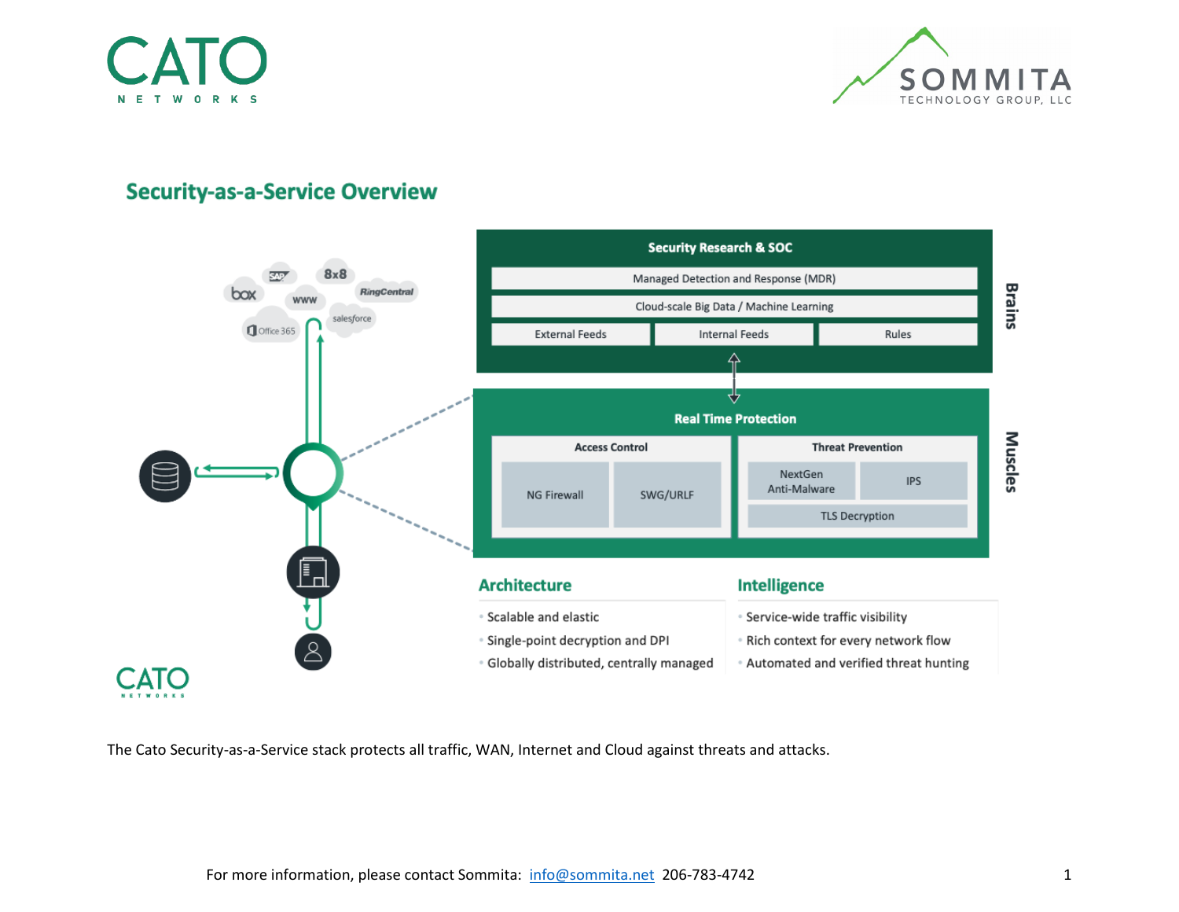## Security-as-a-Service Overview

**Security Research & SOC**

- Managed Detection and Response (MDR)
- Cloud-scale Big Data / Machine Learning
- External Feeds | Internal Feeds | Rules

**Brains**

**Real Time Protection**

- Access Control
  - NG Firewall
  - SWG/URLF
- Threat Prevention
  - NextGen Anti-Malware
  - IPS
  - TLS Decryption

**Muscles**

### Architecture

- Scalable and elastic
- Single-point decryption and DPI
- Globally distributed, centrally managed

### Intelligence

- Service-wide traffic visibility
- Rich context for every network flow
- Automated and verified threat hunting

The Cato Security-as-a-Service stack protects all traffic, WAN, Internet and Cloud against threats and attacks.

For more information, please contact Sommita: [info@sommita.net](mailto:info@sommita.net) 206-783-4742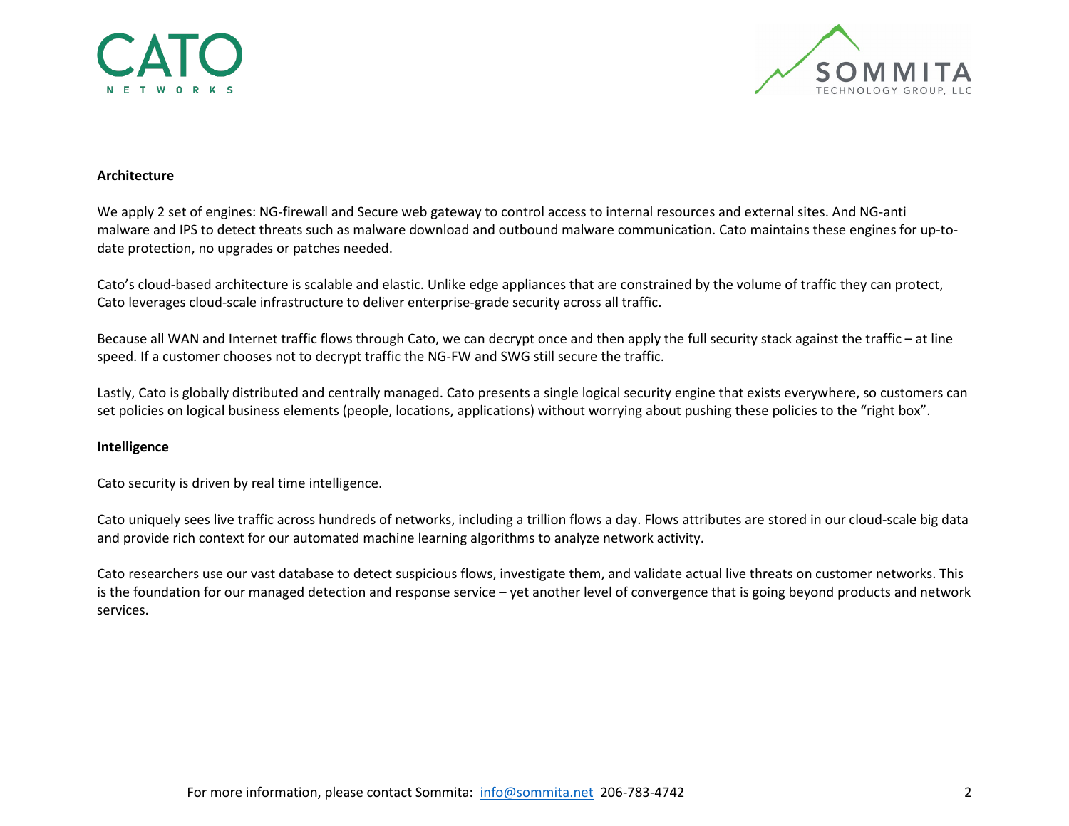**Architecture**

We apply 2 set of engines: NG-firewall and Secure web gateway to control access to internal resources and external sites. And NG-anti malware and IPS to detect threats such as malware download and outbound malware communication. Cato maintains these engines for up-to-date protection, no upgrades or patches needed.

Cato's cloud-based architecture is scalable and elastic. Unlike edge appliances that are constrained by the volume of traffic they can protect, Cato leverages cloud-scale infrastructure to deliver enterprise-grade security across all traffic.

Because all WAN and Internet traffic flows through Cato, we can decrypt once and then apply the full security stack against the traffic – at line speed. If a customer chooses not to decrypt traffic the NG-FW and SWG still secure the traffic.

Lastly, Cato is globally distributed and centrally managed. Cato presents a single logical security engine that exists everywhere, so customers can set policies on logical business elements (people, locations, applications) without worrying about pushing these policies to the "right box".

**Intelligence**

Cato security is driven by real time intelligence.

Cato uniquely sees live traffic across hundreds of networks, including a trillion flows a day. Flows attributes are stored in our cloud-scale big data and provide rich context for our automated machine learning algorithms to analyze network activity.

Cato researchers use our vast database to detect suspicious flows, investigate them, and validate actual live threats on customer networks. This is the foundation for our managed detection and response service – yet another level of convergence that is going beyond products and network services.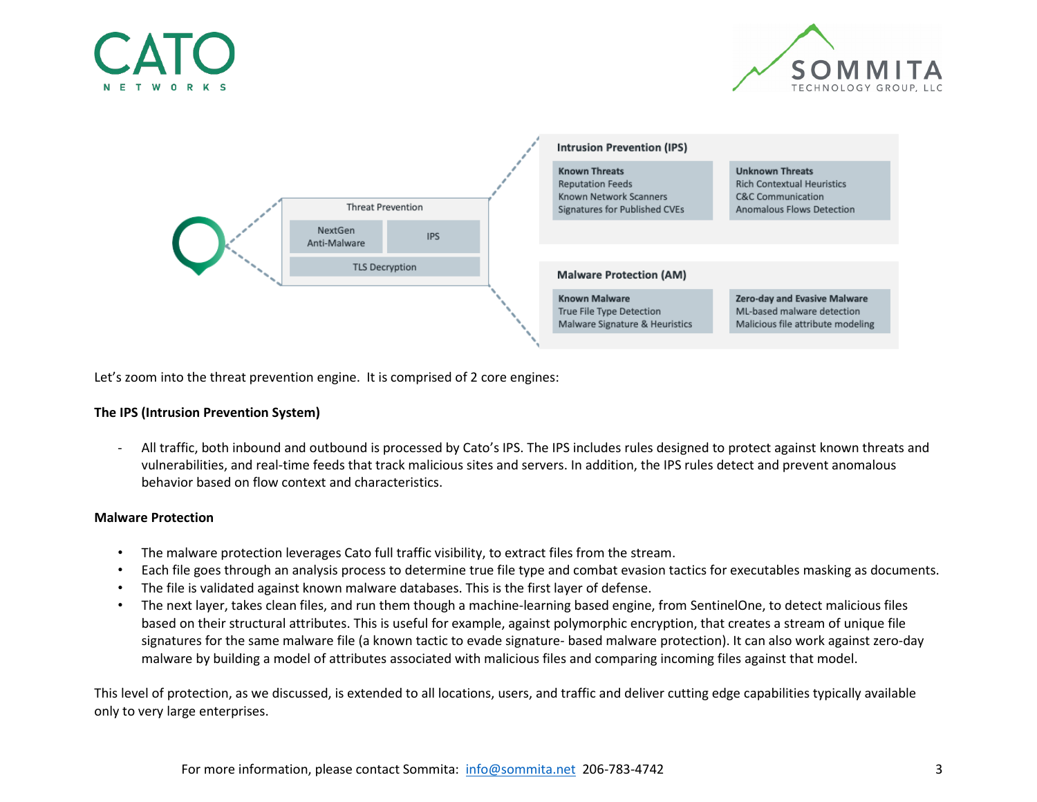**Threat Prevention**

- NextGen Anti-Malware
- IPS
- TLS Decryption

**Intrusion Prevention (IPS)**

| Known Threats | Unknown Threats |
| --- | --- |
| Reputation Feeds | Rich Contextual Heuristics |
| Known Network Scanners | C&C Communication |
| Signatures for Published CVEs | Anomalous Flows Detection |

**Malware Protection (AM)**

| Known Malware | Zero-day and Evasive Malware |
| --- | --- |
| True File Type Detection | ML-based malware detection |
| Malware Signature & Heuristics | Malicious file attribute modeling |

Let's zoom into the threat prevention engine. It is comprised of 2 core engines:

**The IPS (Intrusion Prevention System)**

- All traffic, both inbound and outbound is processed by Cato's IPS. The IPS includes rules designed to protect against known threats and vulnerabilities, and real-time feeds that track malicious sites and servers. In addition, the IPS rules detect and prevent anomalous behavior based on flow context and characteristics.

**Malware Protection**

- The malware protection leverages Cato full traffic visibility, to extract files from the stream.
- Each file goes through an analysis process to determine true file type and combat evasion tactics for executables masking as documents.
- The file is validated against known malware databases. This is the first layer of defense.
- The next layer, takes clean files, and run them though a machine-learning based engine, from SentinelOne, to detect malicious files based on their structural attributes. This is useful for example, against polymorphic encryption, that creates a stream of unique file signatures for the same malware file (a known tactic to evade signature- based malware protection). It can also work against zero-day malware by building a model of attributes associated with malicious files and comparing incoming files against that model.

This level of protection, as we discussed, is extended to all locations, users, and traffic and deliver cutting edge capabilities typically available only to very large enterprises.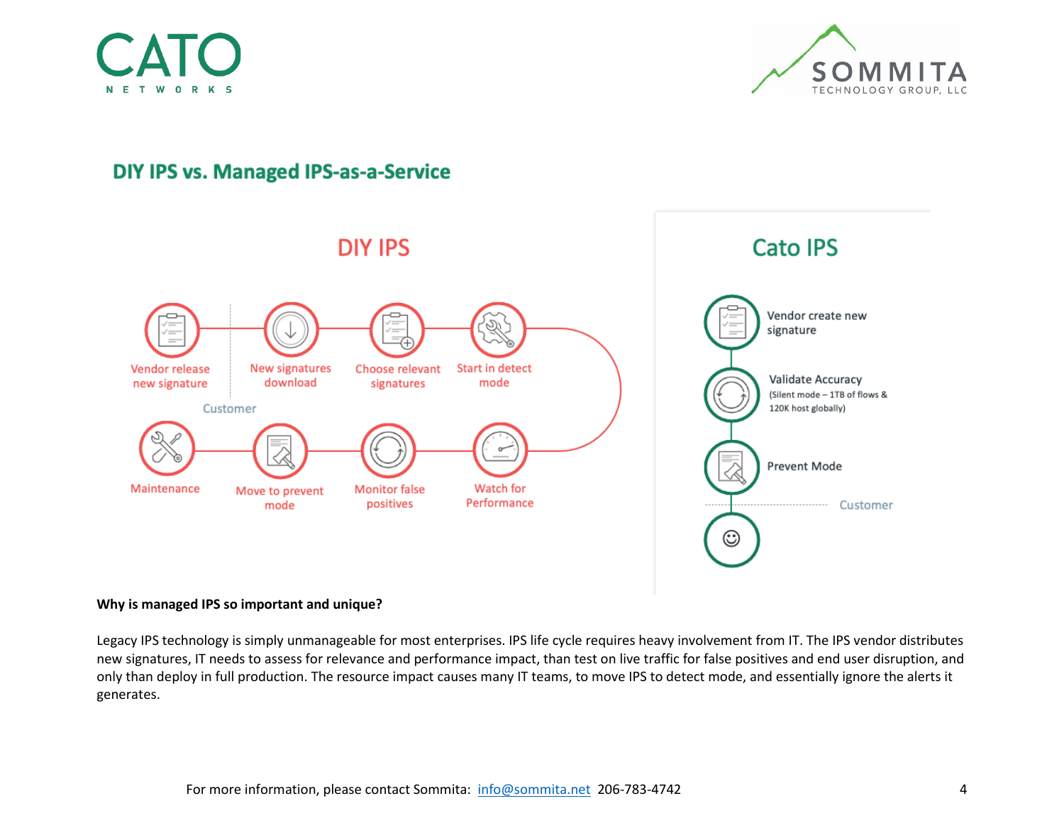## DIY IPS vs. Managed IPS-as-a-Service

### DIY IPS

- Vendor release new signature
- Customer
- New signatures download
- Choose relevant signatures
- Start in detect mode
- Watch for Performance
- Monitor false positives
- Move to prevent mode
- Maintenance

### Cato IPS

- Vendor create new signature
- Validate Accuracy (Silent mode – 1TB of flows & 120K host globally)
- Prevent Mode
- Customer
- ☺

**Why is managed IPS so important and unique?**

Legacy IPS technology is simply unmanageable for most enterprises. IPS life cycle requires heavy involvement from IT. The IPS vendor distributes new signatures, IT needs to assess for relevance and performance impact, than test on live traffic for false positives and end user disruption, and only than deploy in full production. The resource impact causes many IT teams, to move IPS to detect mode, and essentially ignore the alerts it generates.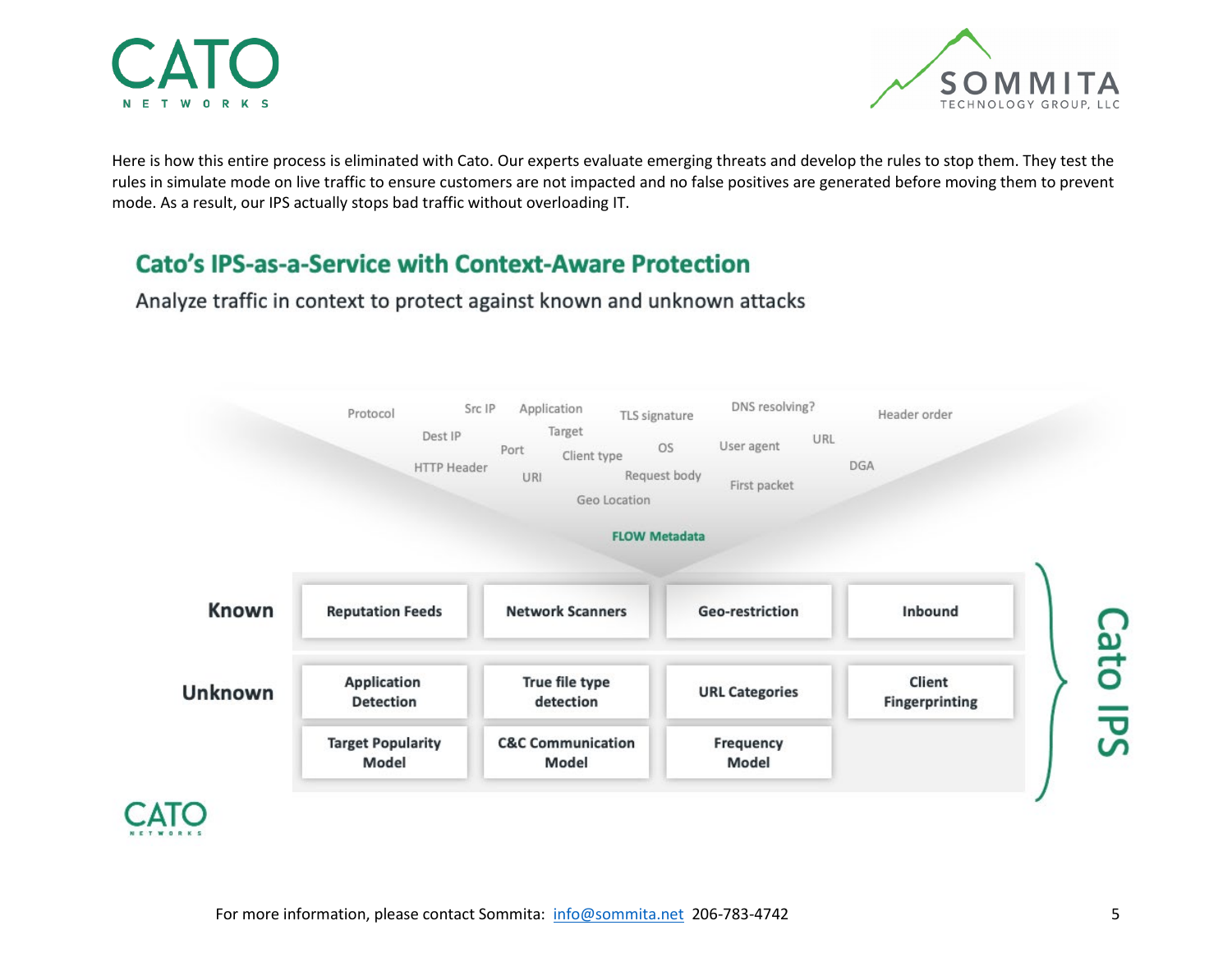Here is how this entire process is eliminated with Cato. Our experts evaluate emerging threats and develop the rules to stop them. They test the rules in simulate mode on live traffic to ensure customers are not impacted and no false positives are generated before moving them to prevent mode. As a result, our IPS actually stops bad traffic without overloading IT.

## Cato's IPS-as-a-Service with Context-Aware Protection

Analyze traffic in context to protect against known and unknown attacks

Protocol, Src IP, Application, TLS signature, DNS resolving?, Header order, Dest IP, Target, User agent, URL, Port, Client type, OS, HTTP Header, DGA, URI, Request body, First packet, Geo Location

**FLOW Metadata**

| | | | | |
|---|---|---|---|---|
| **Known** | Reputation Feeds | Network Scanners | Geo-restriction | Inbound |
| **Unknown** | Application Detection | True file type detection | URL Categories | Client Fingerprinting |
| | Target Popularity Model | C&C Communication Model | Frequency Model | |

**Cato IPS**

For more information, please contact Sommita: [info@sommita.net](mailto:info@sommita.net) 206-783-4742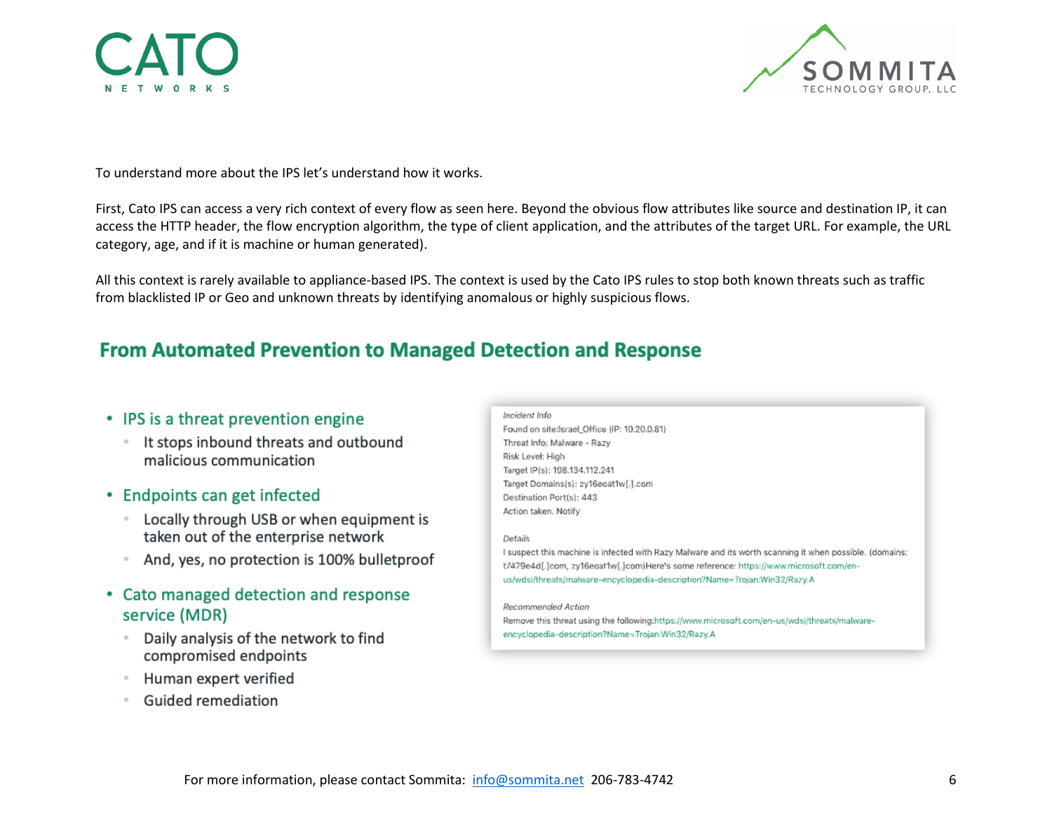To understand more about the IPS let's understand how it works.

First, Cato IPS can access a very rich context of every flow as seen here. Beyond the obvious flow attributes like source and destination IP, it can access the HTTP header, the flow encryption algorithm, the type of client application, and the attributes of the target URL. For example, the URL category, age, and if it is machine or human generated).

All this context is rarely available to appliance-based IPS. The context is used by the Cato IPS rules to stop both known threats such as traffic from blacklisted IP or Geo and unknown threats by identifying anomalous or highly suspicious flows.

## From Automated Prevention to Managed Detection and Response

- IPS is a threat prevention engine
  - It stops inbound threats and outbound malicious communication
- Endpoints can get infected
  - Locally through USB or when equipment is taken out of the enterprise network
  - And, yes, no protection is 100% bulletproof
- Cato managed detection and response service (MDR)
  - Daily analysis of the network to find compromised endpoints
  - Human expert verified
  - Guided remediation

*Incident Info*
Found on site:Israel_Office (IP: 10.20.0.81)
Threat Info: Malware - Razy
Risk Level: High
Target IP(s): 198.134.112.241
Target Domains(s): zy16eoat1w[.].com
Destination Port(s): 443
Action taken: Notify

*Details*
I suspect this machine is infected with Razy Malware and its worth scanning it when possible. (domains: t7479e4d[.]com, zy16eoat1w[.]com)Here's some reference: https://www.microsoft.com/en-us/wdsi/threats/malware-encyclopedia-description?Name=Trojan:Win32/Razy.A

*Recommended Action*
Remove this threat using the following:https://www.microsoft.com/en-us/wdsi/threats/malware-encyclopedia-description?Name=Trojan:Win32/Razy.A

For more information, please contact Sommita: info@sommita.net 206-783-4742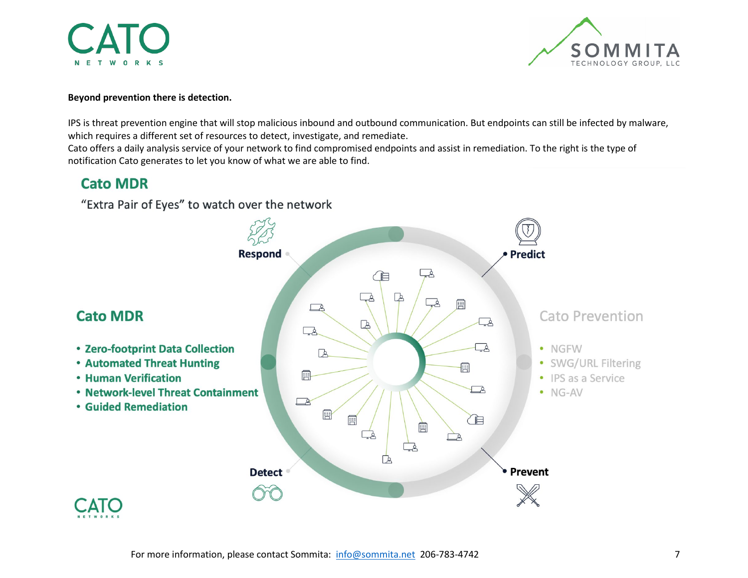**Beyond prevention there is detection.**

IPS is threat prevention engine that will stop malicious inbound and outbound communication. But endpoints can still be infected by malware, which requires a different set of resources to detect, investigate, and remediate.
Cato offers a daily analysis service of your network to find compromised endpoints and assist in remediation. To the right is the type of notification Cato generates to let you know of what we are able to find.

## Cato MDR

"Extra Pair of Eyes" to watch over the network

Respond

Predict

### Cato MDR

- Zero-footprint Data Collection
- Automated Threat Hunting
- Human Verification
- Network-level Threat Containment
- Guided Remediation

### Cato Prevention

- NGFW
- SWG/URL Filtering
- IPS as a Service
- NG-AV

Detect

Prevent

For more information, please contact Sommita: [info@sommita.net](mailto:info@sommita.net) 206-783-4742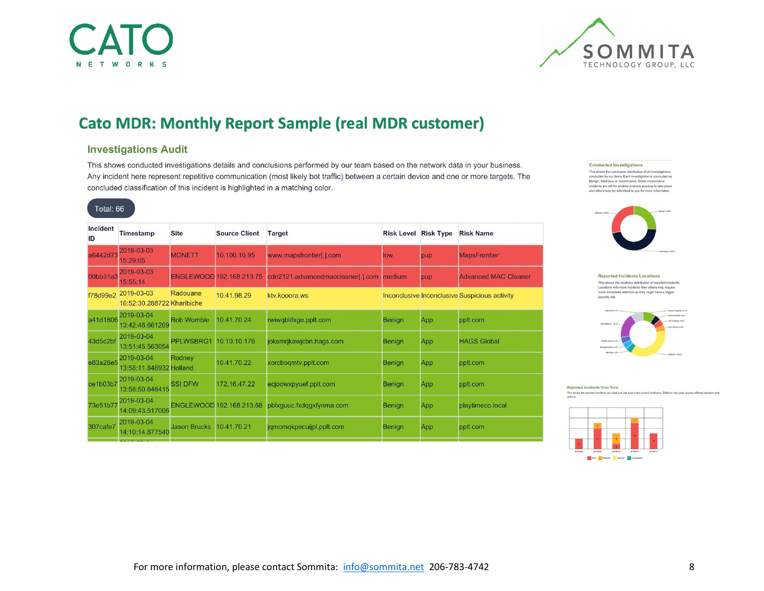## Cato MDR: Monthly Report Sample (real MDR customer)

### Investigations Audit

This shows conducted investigations details and conclusions performed by our team based on the network data in your business. Any incident here represent repetitive communication (most likely bot traffic) between a certain device and one or more targets. The concluded classification of this incident is highlighted in a matching color.

Total: 66

| Incident ID | Timestamp | Site | Source Client | Target | Risk Level | Risk Type | Risk Name |
|---|---|---|---|---|---|---|---|
| a6442d73 | 2019-03-03 15:29:05 | MONETT | 10.100.10.95 | www.mapsfrontier[.].com | low | pup | MapsFrontier |
| 00bb31a3 | 2019-03-03 15:55:14 | ENGLEWOOD | 192.168.213.75 | cdn2121.advancedmaccleaner[.].com | medium | pup | Advanced MAC Cleaner |
| f78d99e2 | 2019-03-03 16:52:30.288722 | Radouane Kharibiche | 10.41.98.29 | ktv.kooora.ws | Inconclusive | Inconclusive | Suspicious activity |
| a41d1806 | 2019-03-04 13:42:48.661209 | Rob Womble | 10.41.70.24 | rwiwqblifxge.pplt.com | Benign | App | pplt.com |
| 43d5c2bf | 2019-03-04 13:51:45.563054 | PPLWSBRG1 | 10.10.10.176 | joksmrjkawjcbn.hags.com | Benign | App | HAGS Global |
| e83a26e5 | 2019-03-04 13:58:11.846932 | Rodney Holland | 10.41.70.22 | xorcboqmtv.pplt.com | Benign | App | pplt.com |
| ce1b03b7 | 2019-03-04 13:58:50.646415 | SSI DFW | 172.16.47.22 | ecjoowxpyuef.pplt.com | Benign | App | pplt.com |
| 73e51b77 | 2019-03-04 14:09:43.517006 | ENGLEWOOD | 192.168.213.68 | pblxguuc.fxdqgxfynma.com | Benign | App | playtimeco.local |
| 307cafe7 | 2019-03-04 14:10:14.877540 | Jason Brucks | 10.41.70.21 | jqmomqkpecuijpl.pplt.com | Benign | App | pplt.com |

Conducted Investigations

This shows the conclusion distribution of all investigations conducted by our team. Each investigation is concluded as Benign, Malicious or Inconclusive. Some inconclusive incidents are left for another analysis process to take place and others may be submitted to you for more information.

Reported Incidents Locations

This shows the locations distribution of reported incidents. Locations with more incidents than others may require more immediate attention as they might have a bigger security risk.

Reported Incidents Over Time

This shows the reported incidents per week and risk type in the current timeframe. Different risk types require different attention and actions.

For more information, please contact Sommita: info@sommita.net 206-783-4742